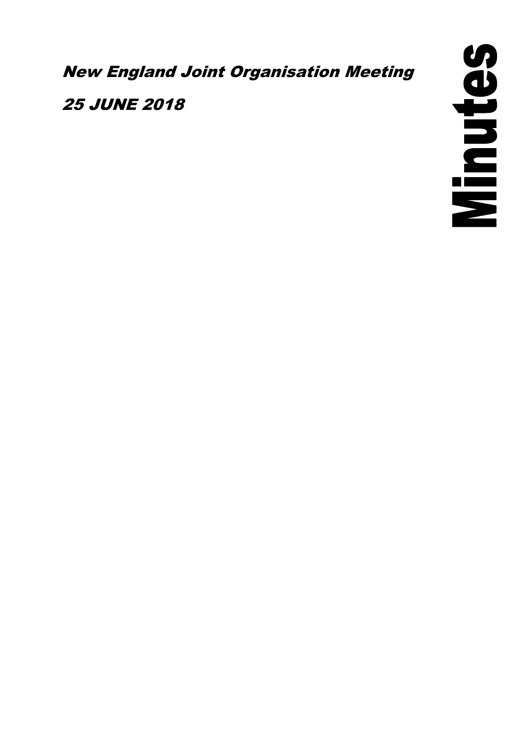*New England Joint Organisation Meeting*

*25 JUNE 2018*

# Minutes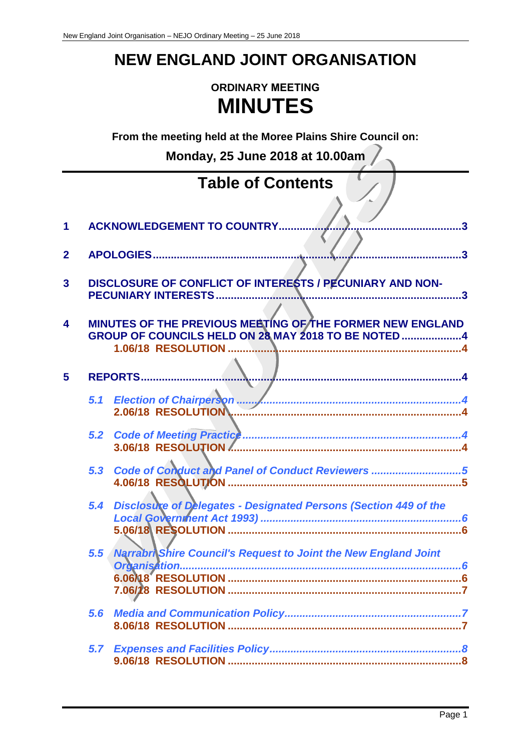# NEW ENGLAND JOINT ORGANISATION

## ORDINARY MEETING
# MINUTES

**From the meeting held at the Moree Plains Shire Council on:**

**Monday, 25 June 2018 at 10.00am**

## Table of Contents

**1 ACKNOWLEDGEMENT TO COUNTRY.....3**

**2 APOLOGIES.....3**

**3 DISCLOSURE OF CONFLICT OF INTERESTS / PECUNIARY AND NON-PECUNIARY INTERESTS.....3**

**4 MINUTES OF THE PREVIOUS MEETING OF THE FORMER NEW ENGLAND GROUP OF COUNCILS HELD ON 28 MAY 2018 TO BE NOTED.....4**
- **1.06/18 RESOLUTION.....4**

**5 REPORTS.....4**

- ***5.1 Election of Chairperson.....4***
  - **2.06/18 RESOLUTION.....4**
- ***5.2 Code of Meeting Practice.....4***
  - **3.06/18 RESOLUTION.....4**
- ***5.3 Code of Conduct and Panel of Conduct Reviewers.....5***
  - **4.06/18 RESOLUTION.....5**
- ***5.4 Disclosure of Delegates - Designated Persons (Section 449 of the Local Government Act 1993).....6***
  - **5.06/18 RESOLUTION.....6**
- ***5.5 Narrabri Shire Council's Request to Joint the New England Joint Organisation.....6***
  - **6.06/18 RESOLUTION.....6**
  - **7.06/18 RESOLUTION.....7**
- ***5.6 Media and Communication Policy.....7***
  - **8.06/18 RESOLUTION.....7**
- ***5.7 Expenses and Facilities Policy.....8***
  - **9.06/18 RESOLUTION.....8**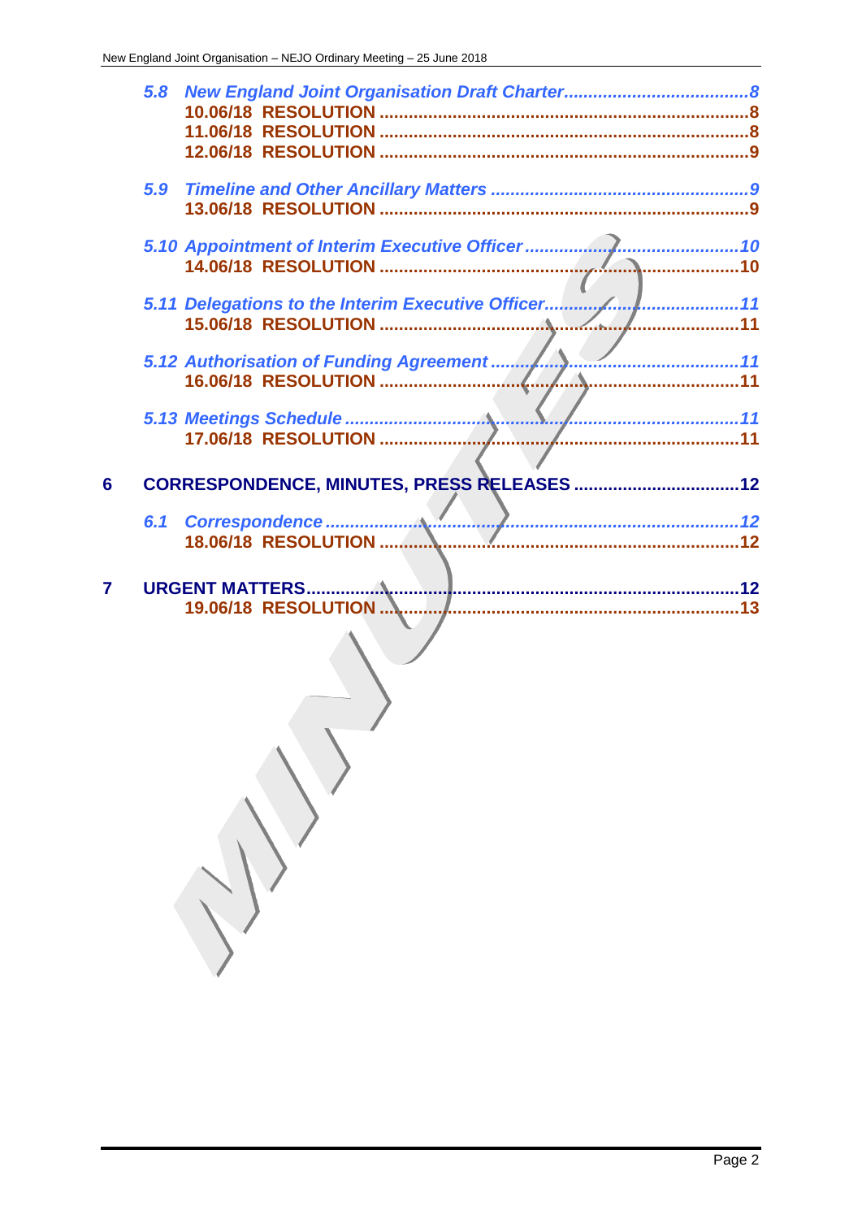5.8 *New England Joint Organisation Draft Charter* .....................................8
**10.06/18 RESOLUTION** .....................................8
**11.06/18 RESOLUTION** .....................................8
**12.06/18 RESOLUTION** .....................................9

5.9 *Timeline and Other Ancillary Matters* .....................................9
**13.06/18 RESOLUTION** .....................................9

5.10 *Appointment of Interim Executive Officer* .....................................10
**14.06/18 RESOLUTION** .....................................10

5.11 *Delegations to the Interim Executive Officer* .....................................11
**15.06/18 RESOLUTION** .....................................11

5.12 *Authorisation of Funding Agreement* .....................................11
**16.06/18 RESOLUTION** .....................................11

5.13 *Meetings Schedule* .....................................11
**17.06/18 RESOLUTION** .....................................11

**6 CORRESPONDENCE, MINUTES, PRESS RELEASES** .....................................12

6.1 *Correspondence* .....................................12
**18.06/18 RESOLUTION** .....................................12

**7 URGENT MATTERS** .....................................12
**19.06/18 RESOLUTION** .....................................13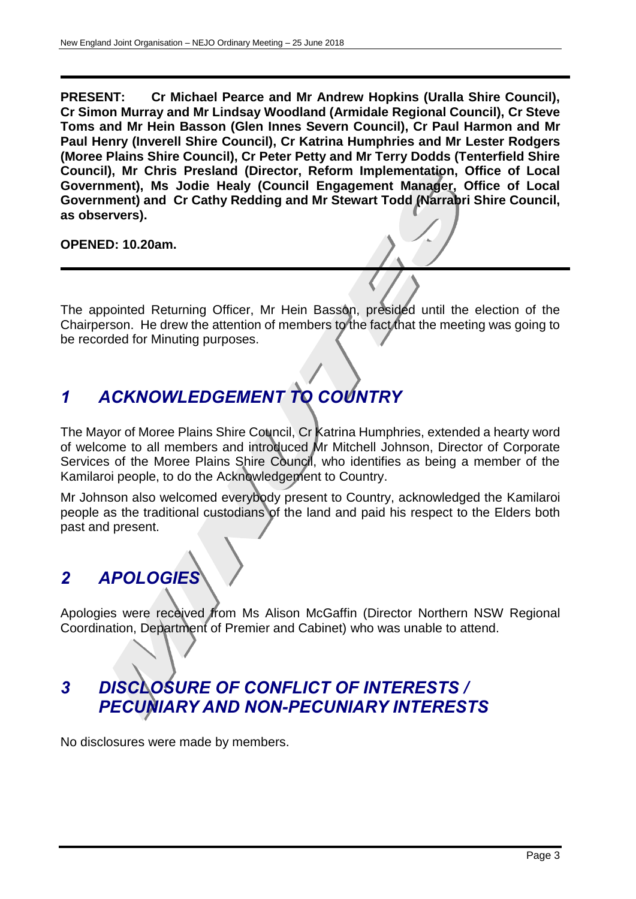**PRESENT:** **Cr Michael Pearce and Mr Andrew Hopkins (Uralla Shire Council), Cr Simon Murray and Mr Lindsay Woodland (Armidale Regional Council), Cr Steve Toms and Mr Hein Basson (Glen Innes Severn Council), Cr Paul Harmon and Mr Paul Henry (Inverell Shire Council), Cr Katrina Humphries and Mr Lester Rodgers (Moree Plains Shire Council), Cr Peter Petty and Mr Terry Dodds (Tenterfield Shire Council), Mr Chris Presland (Director, Reform Implementation, Office of Local Government), Ms Jodie Healy (Council Engagement Manager, Office of Local Government) and Cr Cathy Redding and Mr Stewart Todd (Narrabri Shire Council, as observers).**

**OPENED: 10.20am.**

The appointed Returning Officer, Mr Hein Basson, presided until the election of the Chairperson. He drew the attention of members to the fact that the meeting was going to be recorded for Minuting purposes.

## *1 ACKNOWLEDGEMENT TO COUNTRY*

The Mayor of Moree Plains Shire Council, Cr Katrina Humphries, extended a hearty word of welcome to all members and introduced Mr Mitchell Johnson, Director of Corporate Services of the Moree Plains Shire Council, who identifies as being a member of the Kamilaroi people, to do the Acknowledgement to Country.

Mr Johnson also welcomed everybody present to Country, acknowledged the Kamilaroi people as the traditional custodians of the land and paid his respect to the Elders both past and present.

## *2 APOLOGIES*

Apologies were received from Ms Alison McGaffin (Director Northern NSW Regional Coordination, Department of Premier and Cabinet) who was unable to attend.

## *3 DISCLOSURE OF CONFLICT OF INTERESTS / PECUNIARY AND NON-PECUNIARY INTERESTS*

No disclosures were made by members.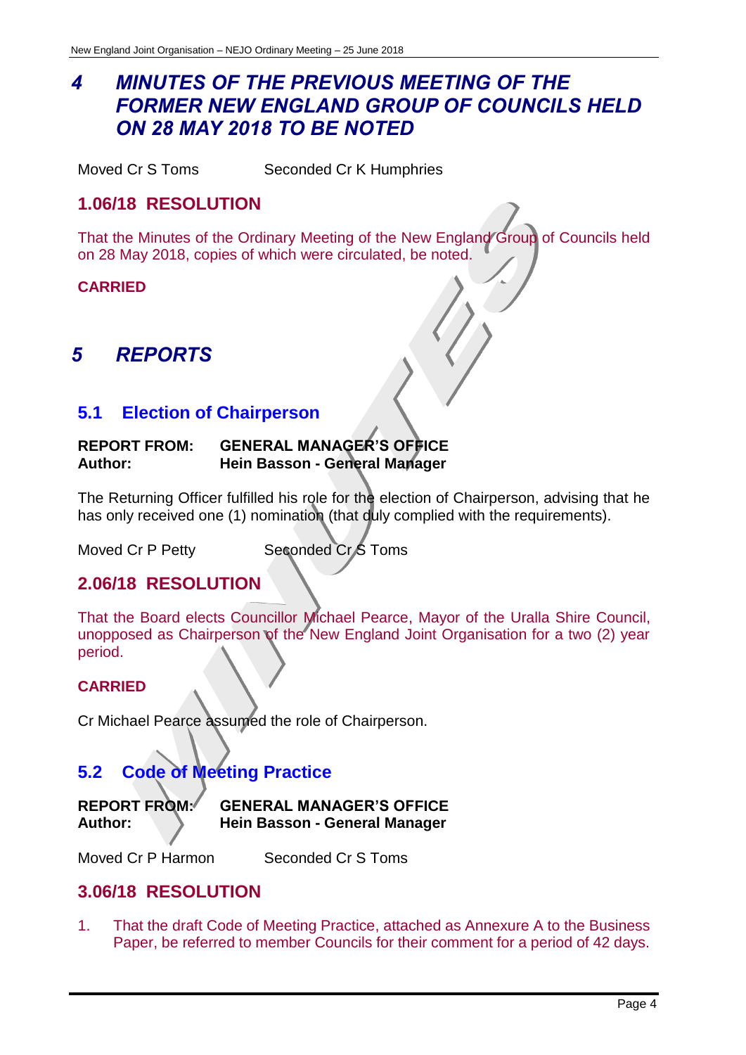# *4 MINUTES OF THE PREVIOUS MEETING OF THE FORMER NEW ENGLAND GROUP OF COUNCILS HELD ON 28 MAY 2018 TO BE NOTED*

Moved Cr S Toms Seconded Cr K Humphries

## 1.06/18 RESOLUTION

That the Minutes of the Ordinary Meeting of the New England Group of Councils held on 28 May 2018, copies of which were circulated, be noted.

**CARRIED**

# *5 REPORTS*

## 5.1 Election of Chairperson

**REPORT FROM: GENERAL MANAGER'S OFFICE**
**Author: Hein Basson - General Manager**

The Returning Officer fulfilled his role for the election of Chairperson, advising that he has only received one (1) nomination (that duly complied with the requirements).

Moved Cr P Petty Seconded Cr S Toms

## 2.06/18 RESOLUTION

That the Board elects Councillor Michael Pearce, Mayor of the Uralla Shire Council, unopposed as Chairperson of the New England Joint Organisation for a two (2) year period.

**CARRIED**

Cr Michael Pearce assumed the role of Chairperson.

## 5.2 Code of Meeting Practice

**REPORT FROM: GENERAL MANAGER'S OFFICE**
**Author: Hein Basson - General Manager**

Moved Cr P Harmon Seconded Cr S Toms

## 3.06/18 RESOLUTION

1. That the draft Code of Meeting Practice, attached as Annexure A to the Business Paper, be referred to member Councils for their comment for a period of 42 days.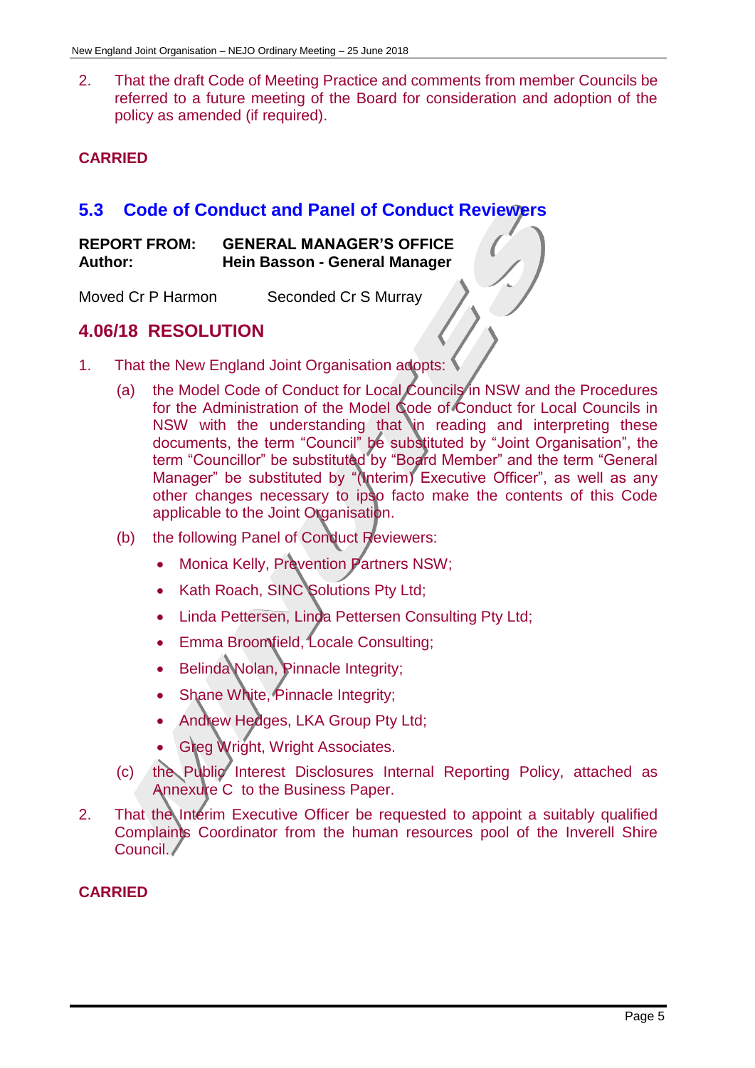2. That the draft Code of Meeting Practice and comments from member Councils be referred to a future meeting of the Board for consideration and adoption of the policy as amended (if required).

**CARRIED**

## 5.3 Code of Conduct and Panel of Conduct Reviewers

**REPORT FROM:** **GENERAL MANAGER'S OFFICE**
**Author:** **Hein Basson - General Manager**

Moved Cr P Harmon  Seconded Cr S Murray

### 4.06/18 RESOLUTION

1. That the New England Joint Organisation adopts:

   (a) the Model Code of Conduct for Local Councils in NSW and the Procedures for the Administration of the Model Code of Conduct for Local Councils in NSW with the understanding that in reading and interpreting these documents, the term "Council" be substituted by "Joint Organisation", the term "Councillor" be substituted by "Board Member" and the term "General Manager" be substituted by "(Interim) Executive Officer", as well as any other changes necessary to ipso facto make the contents of this Code applicable to the Joint Organisation.

   (b) the following Panel of Conduct Reviewers:

   - Monica Kelly, Prevention Partners NSW;
   - Kath Roach, SINC Solutions Pty Ltd;
   - Linda Pettersen, Linda Pettersen Consulting Pty Ltd;
   - Emma Broomfield, Locale Consulting;
   - Belinda Nolan, Pinnacle Integrity;
   - Shane White, Pinnacle Integrity;
   - Andrew Hedges, LKA Group Pty Ltd;
   - Greg Wright, Wright Associates.

   (c) the Public Interest Disclosures Internal Reporting Policy, attached as Annexure C to the Business Paper.

2. That the Interim Executive Officer be requested to appoint a suitably qualified Complaints Coordinator from the human resources pool of the Inverell Shire Council.

**CARRIED**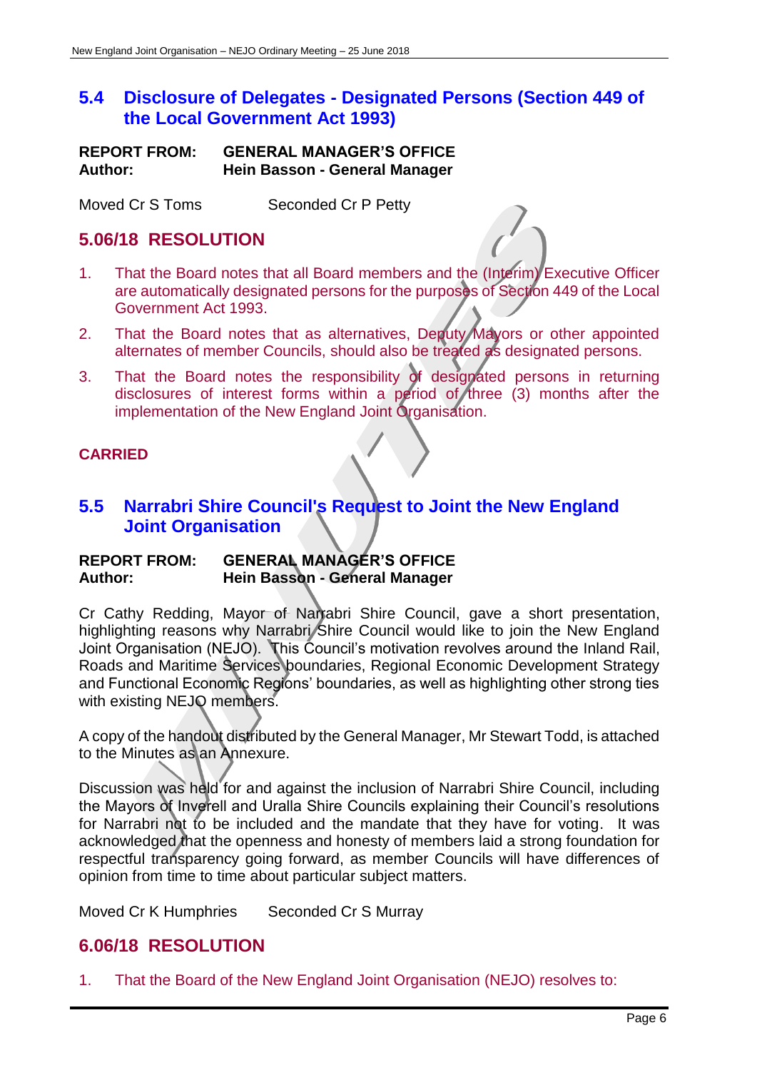## 5.4 Disclosure of Delegates - Designated Persons (Section 449 of the Local Government Act 1993)

**REPORT FROM:** **GENERAL MANAGER'S OFFICE**
**Author:** **Hein Basson - General Manager**

Moved Cr S Toms Seconded Cr P Petty

## 5.06/18 RESOLUTION

1. That the Board notes that all Board members and the (Interim) Executive Officer are automatically designated persons for the purposes of Section 449 of the Local Government Act 1993.
2. That the Board notes that as alternatives, Deputy Mayors or other appointed alternates of member Councils, should also be treated as designated persons.
3. That the Board notes the responsibility of designated persons in returning disclosures of interest forms within a period of three (3) months after the implementation of the New England Joint Organisation.

**CARRIED**

## 5.5 Narrabri Shire Council's Request to Joint the New England Joint Organisation

**REPORT FROM:** **GENERAL MANAGER'S OFFICE**
**Author:** **Hein Basson - General Manager**

Cr Cathy Redding, Mayor of Narrabri Shire Council, gave a short presentation, highlighting reasons why Narrabri Shire Council would like to join the New England Joint Organisation (NEJO). This Council's motivation revolves around the Inland Rail, Roads and Maritime Services boundaries, Regional Economic Development Strategy and Functional Economic Regions' boundaries, as well as highlighting other strong ties with existing NEJO members.

A copy of the handout distributed by the General Manager, Mr Stewart Todd, is attached to the Minutes as an Annexure.

Discussion was held for and against the inclusion of Narrabri Shire Council, including the Mayors of Inverell and Uralla Shire Councils explaining their Council's resolutions for Narrabri not to be included and the mandate that they have for voting. It was acknowledged that the openness and honesty of members laid a strong foundation for respectful transparency going forward, as member Councils will have differences of opinion from time to time about particular subject matters.

Moved Cr K Humphries Seconded Cr S Murray

## 6.06/18 RESOLUTION

1. That the Board of the New England Joint Organisation (NEJO) resolves to: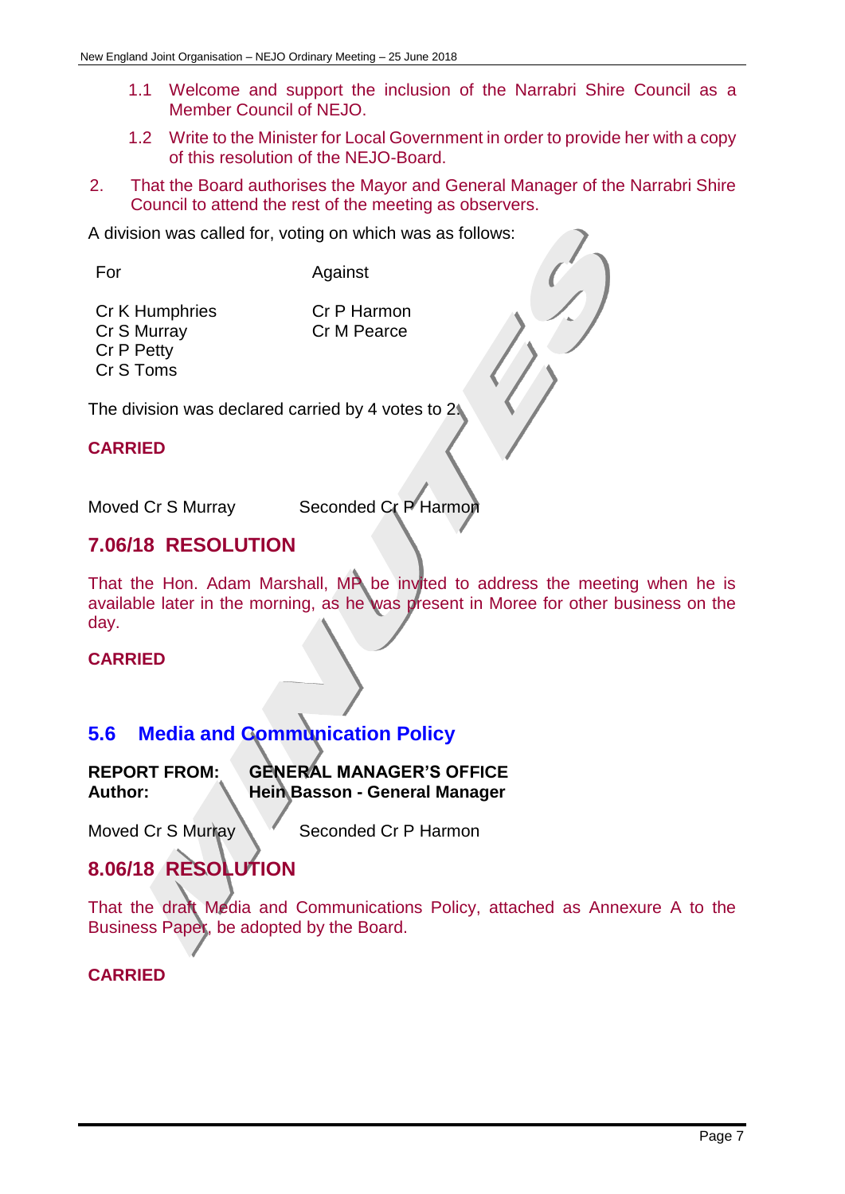1.1 Welcome and support the inclusion of the Narrabri Shire Council as a Member Council of NEJO.

1.2 Write to the Minister for Local Government in order to provide her with a copy of this resolution of the NEJO-Board.

2. That the Board authorises the Mayor and General Manager of the Narrabri Shire Council to attend the rest of the meeting as observers.

A division was called for, voting on which was as follows:

| For | Against |
|---|---|
| Cr K Humphries | Cr P Harmon |
| Cr S Murray | Cr M Pearce |
| Cr P Petty | |
| Cr S Toms | |

The division was declared carried by 4 votes to 2.

**CARRIED**

Moved Cr S Murray Seconded Cr P Harmon

## 7.06/18 RESOLUTION

That the Hon. Adam Marshall, MP be invited to address the meeting when he is available later in the morning, as he was present in Moree for other business on the day.

**CARRIED**

## 5.6 Media and Communication Policy

**REPORT FROM:** **GENERAL MANAGER'S OFFICE**
**Author:** **Hein Basson - General Manager**

Moved Cr S Murray Seconded Cr P Harmon

## 8.06/18 RESOLUTION

That the draft Media and Communications Policy, attached as Annexure A to the Business Paper, be adopted by the Board.

**CARRIED**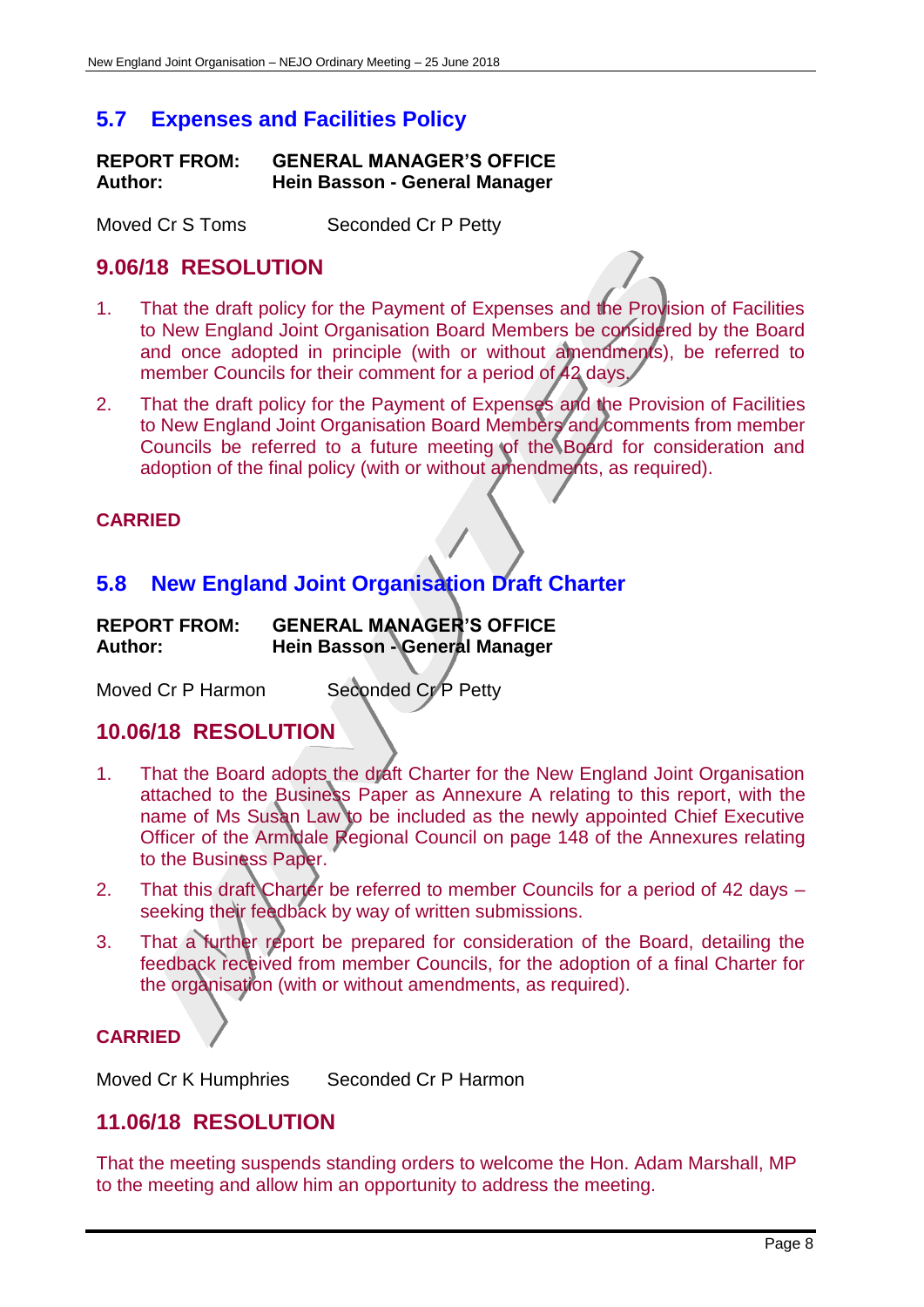## 5.7 Expenses and Facilities Policy

**REPORT FROM: GENERAL MANAGER'S OFFICE**
**Author: Hein Basson - General Manager**

Moved Cr S Toms Seconded Cr P Petty

## 9.06/18 RESOLUTION

1. That the draft policy for the Payment of Expenses and the Provision of Facilities to New England Joint Organisation Board Members be considered by the Board and once adopted in principle (with or without amendments), be referred to member Councils for their comment for a period of 42 days.
2. That the draft policy for the Payment of Expenses and the Provision of Facilities to New England Joint Organisation Board Members and comments from member Councils be referred to a future meeting of the Board for consideration and adoption of the final policy (with or without amendments, as required).

**CARRIED**

## 5.8 New England Joint Organisation Draft Charter

**REPORT FROM: GENERAL MANAGER'S OFFICE**
**Author: Hein Basson - General Manager**

Moved Cr P Harmon Seconded Cr P Petty

## 10.06/18 RESOLUTION

1. That the Board adopts the draft Charter for the New England Joint Organisation attached to the Business Paper as Annexure A relating to this report, with the name of Ms Susan Law to be included as the newly appointed Chief Executive Officer of the Armidale Regional Council on page 148 of the Annexures relating to the Business Paper.
2. That this draft Charter be referred to member Councils for a period of 42 days – seeking their feedback by way of written submissions.
3. That a further report be prepared for consideration of the Board, detailing the feedback received from member Councils, for the adoption of a final Charter for the organisation (with or without amendments, as required).

**CARRIED**

Moved Cr K Humphries Seconded Cr P Harmon

## 11.06/18 RESOLUTION

That the meeting suspends standing orders to welcome the Hon. Adam Marshall, MP to the meeting and allow him an opportunity to address the meeting.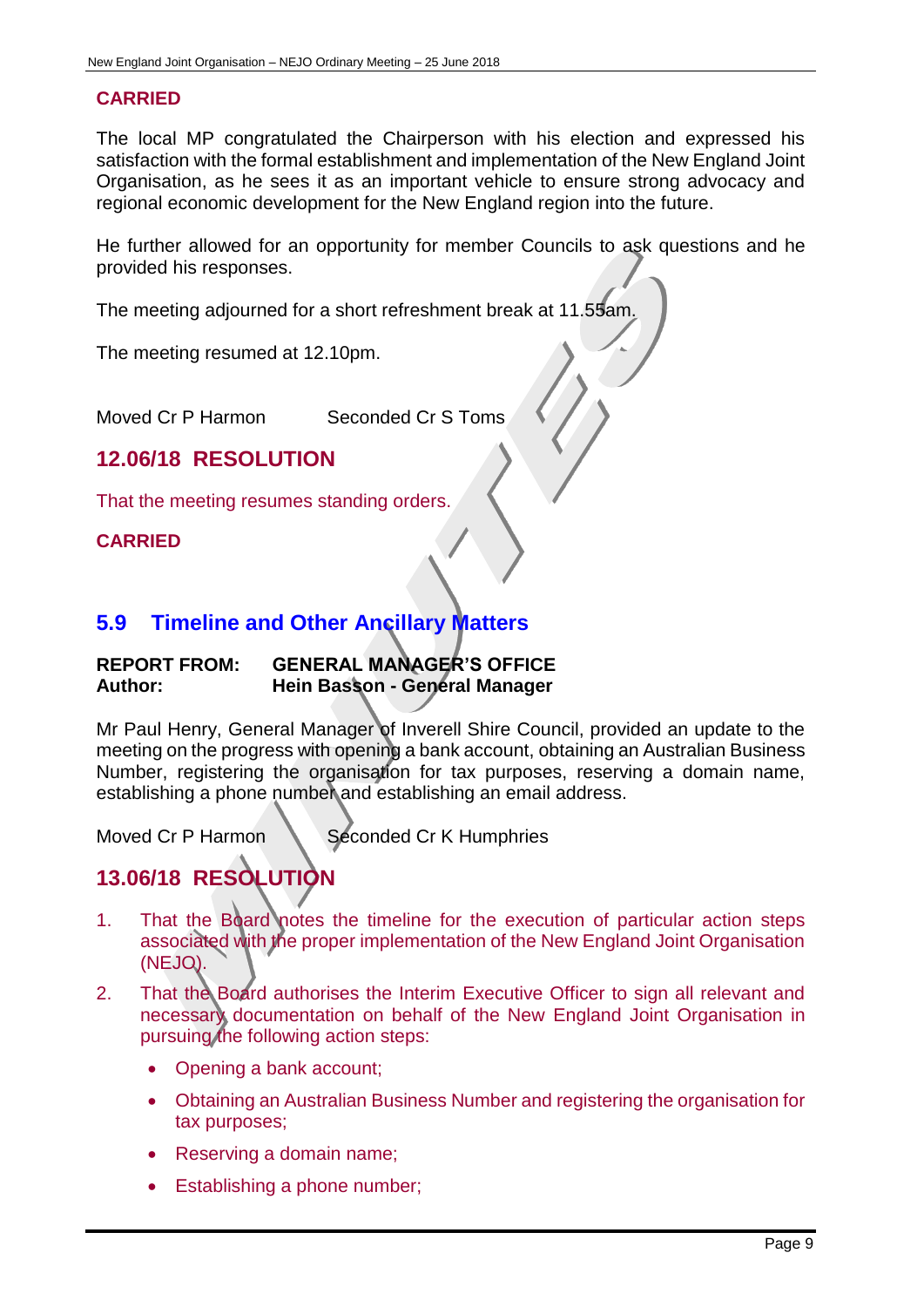**CARRIED**

The local MP congratulated the Chairperson with his election and expressed his satisfaction with the formal establishment and implementation of the New England Joint Organisation, as he sees it as an important vehicle to ensure strong advocacy and regional economic development for the New England region into the future.

He further allowed for an opportunity for member Councils to ask questions and he provided his responses.

The meeting adjourned for a short refreshment break at 11.55am.

The meeting resumed at 12.10pm.

Moved Cr P Harmon  Seconded Cr S Toms

## 12.06/18 RESOLUTION

That the meeting resumes standing orders.

**CARRIED**

## 5.9 Timeline and Other Ancillary Matters

**REPORT FROM: GENERAL MANAGER'S OFFICE**
**Author: Hein Basson - General Manager**

Mr Paul Henry, General Manager of Inverell Shire Council, provided an update to the meeting on the progress with opening a bank account, obtaining an Australian Business Number, registering the organisation for tax purposes, reserving a domain name, establishing a phone number and establishing an email address.

Moved Cr P Harmon  Seconded Cr K Humphries

## 13.06/18 RESOLUTION

1. That the Board notes the timeline for the execution of particular action steps associated with the proper implementation of the New England Joint Organisation (NEJO).
2. That the Board authorises the Interim Executive Officer to sign all relevant and necessary documentation on behalf of the New England Joint Organisation in pursuing the following action steps:
   - Opening a bank account;
   - Obtaining an Australian Business Number and registering the organisation for tax purposes;
   - Reserving a domain name;
   - Establishing a phone number;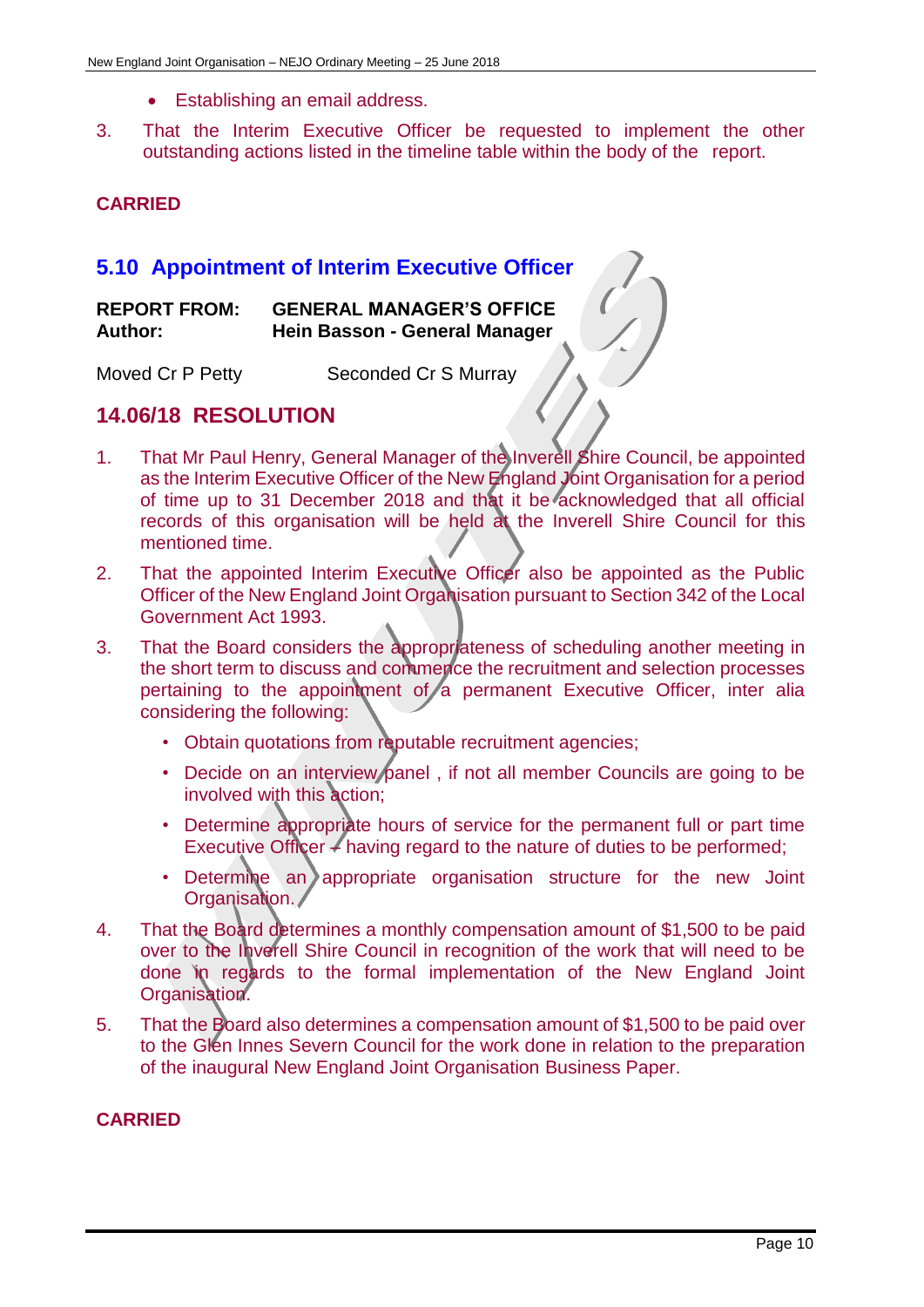- Establishing an email address.

3. That the Interim Executive Officer be requested to implement the other outstanding actions listed in the timeline table within the body of the report.

**CARRIED**

## 5.10 Appointment of Interim Executive Officer

| **REPORT FROM:** | **GENERAL MANAGER'S OFFICE** |
|---|---|
| **Author:** | **Hein Basson - General Manager** |

Moved Cr P Petty    Seconded Cr S Murray

## 14.06/18 RESOLUTION

1. That Mr Paul Henry, General Manager of the Inverell Shire Council, be appointed as the Interim Executive Officer of the New England Joint Organisation for a period of time up to 31 December 2018 and that it be acknowledged that all official records of this organisation will be held at the Inverell Shire Council for this mentioned time.
2. That the appointed Interim Executive Officer also be appointed as the Public Officer of the New England Joint Organisation pursuant to Section 342 of the Local Government Act 1993.
3. That the Board considers the appropriateness of scheduling another meeting in the short term to discuss and commence the recruitment and selection processes pertaining to the appointment of a permanent Executive Officer, inter alia considering the following:
   - Obtain quotations from reputable recruitment agencies;
   - Decide on an interview panel , if not all member Councils are going to be involved with this action;
   - Determine appropriate hours of service for the permanent full or part time Executive Officer – having regard to the nature of duties to be performed;
   - Determine an appropriate organisation structure for the new Joint Organisation.
4. That the Board determines a monthly compensation amount of $1,500 to be paid over to the Inverell Shire Council in recognition of the work that will need to be done in regards to the formal implementation of the New England Joint Organisation.
5. That the Board also determines a compensation amount of $1,500 to be paid over to the Glen Innes Severn Council for the work done in relation to the preparation of the inaugural New England Joint Organisation Business Paper.

**CARRIED**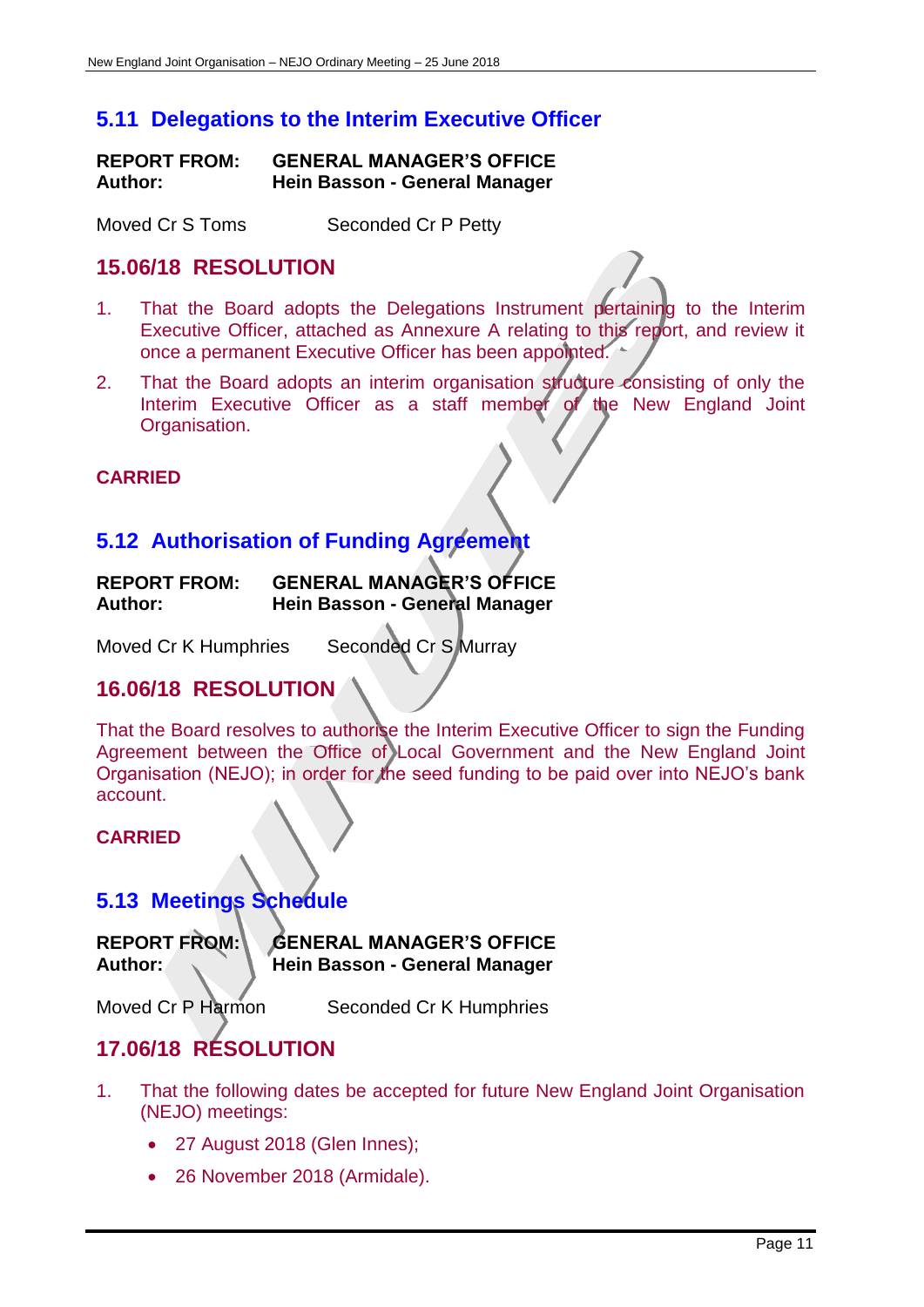## 5.11 Delegations to the Interim Executive Officer

**REPORT FROM: GENERAL MANAGER'S OFFICE**
**Author: Hein Basson - General Manager**

Moved Cr S Toms Seconded Cr P Petty

### 15.06/18 RESOLUTION

1. That the Board adopts the Delegations Instrument pertaining to the Interim Executive Officer, attached as Annexure A relating to this report, and review it once a permanent Executive Officer has been appointed.
2. That the Board adopts an interim organisation structure consisting of only the Interim Executive Officer as a staff member of the New England Joint Organisation.

**CARRIED**

## 5.12 Authorisation of Funding Agreement

**REPORT FROM: GENERAL MANAGER'S OFFICE**
**Author: Hein Basson - General Manager**

Moved Cr K Humphries Seconded Cr S Murray

### 16.06/18 RESOLUTION

That the Board resolves to authorise the Interim Executive Officer to sign the Funding Agreement between the Office of Local Government and the New England Joint Organisation (NEJO); in order for the seed funding to be paid over into NEJO's bank account.

**CARRIED**

## 5.13 Meetings Schedule

**REPORT FROM: GENERAL MANAGER'S OFFICE**
**Author: Hein Basson - General Manager**

Moved Cr P Harmon Seconded Cr K Humphries

### 17.06/18 RESOLUTION

1. That the following dates be accepted for future New England Joint Organisation (NEJO) meetings:
   - 27 August 2018 (Glen Innes);
   - 26 November 2018 (Armidale).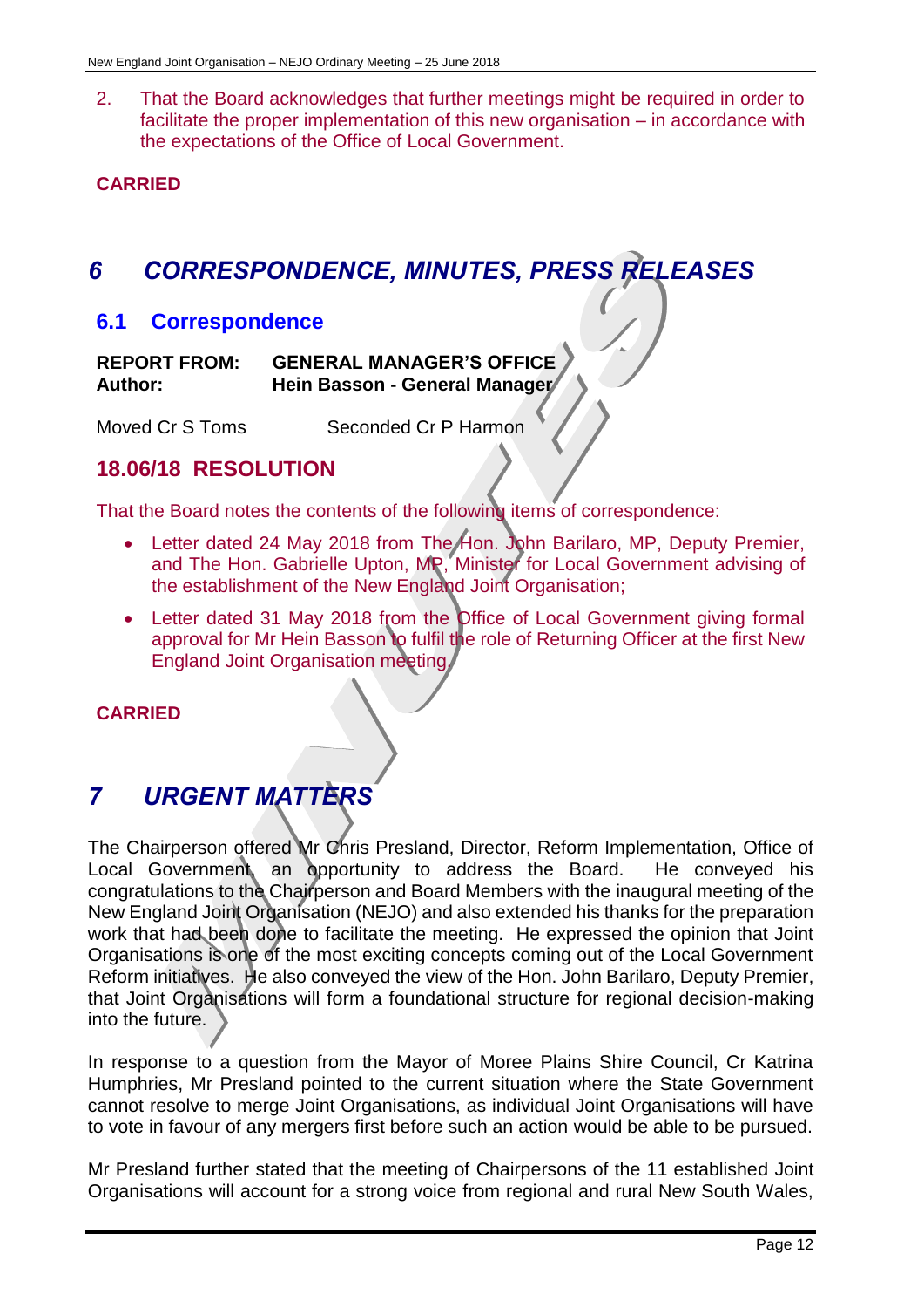2. That the Board acknowledges that further meetings might be required in order to facilitate the proper implementation of this new organisation – in accordance with the expectations of the Office of Local Government.

**CARRIED**

# *6 CORRESPONDENCE, MINUTES, PRESS RELEASES*

## 6.1 Correspondence

**REPORT FROM:** **GENERAL MANAGER'S OFFICE**
**Author:** **Hein Basson - General Manager**

Moved Cr S Toms Seconded Cr P Harmon

## 18.06/18 RESOLUTION

That the Board notes the contents of the following items of correspondence:

- Letter dated 24 May 2018 from The Hon. John Barilaro, MP, Deputy Premier, and The Hon. Gabrielle Upton, MP, Minister for Local Government advising of the establishment of the New England Joint Organisation;
- Letter dated 31 May 2018 from the Office of Local Government giving formal approval for Mr Hein Basson to fulfil the role of Returning Officer at the first New England Joint Organisation meeting.

**CARRIED**

# *7 URGENT MATTERS*

The Chairperson offered Mr Chris Presland, Director, Reform Implementation, Office of Local Government, an opportunity to address the Board. He conveyed his congratulations to the Chairperson and Board Members with the inaugural meeting of the New England Joint Organisation (NEJO) and also extended his thanks for the preparation work that had been done to facilitate the meeting. He expressed the opinion that Joint Organisations is one of the most exciting concepts coming out of the Local Government Reform initiatives. He also conveyed the view of the Hon. John Barilaro, Deputy Premier, that Joint Organisations will form a foundational structure for regional decision-making into the future.

In response to a question from the Mayor of Moree Plains Shire Council, Cr Katrina Humphries, Mr Presland pointed to the current situation where the State Government cannot resolve to merge Joint Organisations, as individual Joint Organisations will have to vote in favour of any mergers first before such an action would be able to be pursued.

Mr Presland further stated that the meeting of Chairpersons of the 11 established Joint Organisations will account for a strong voice from regional and rural New South Wales,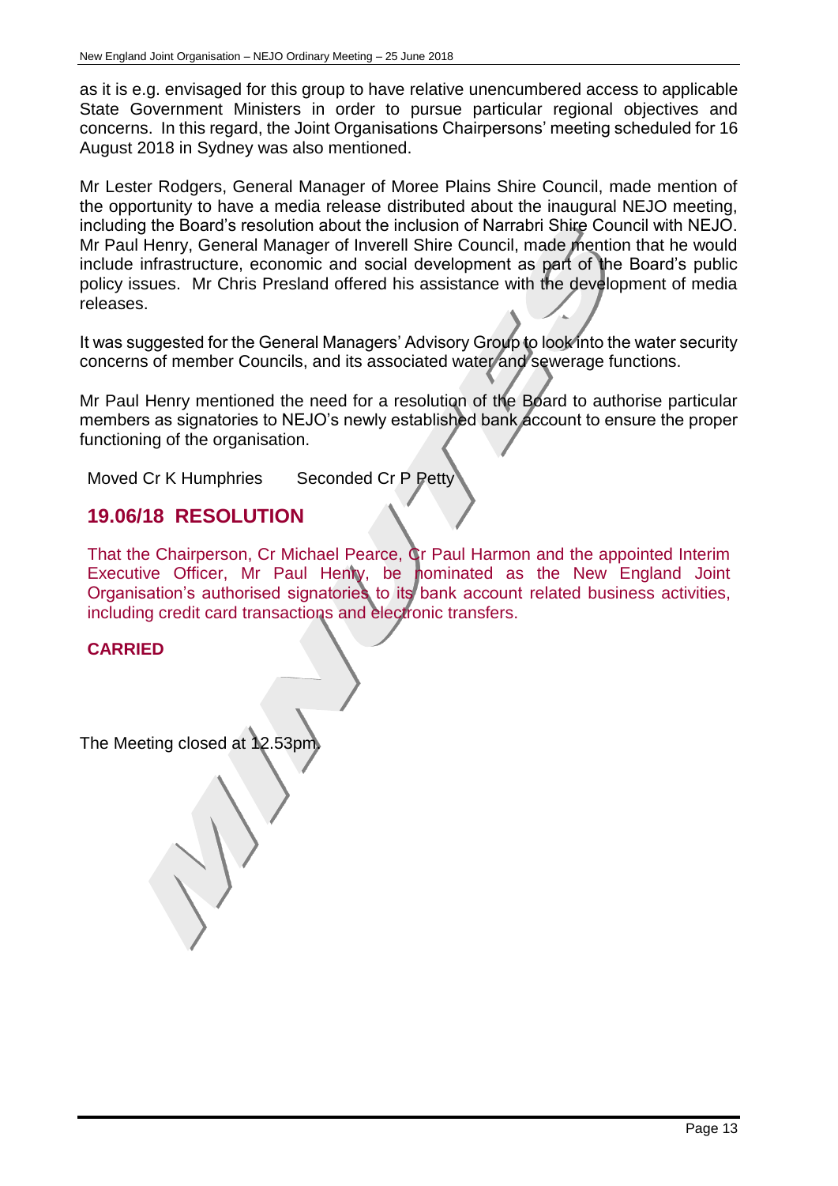as it is e.g. envisaged for this group to have relative unencumbered access to applicable State Government Ministers in order to pursue particular regional objectives and concerns. In this regard, the Joint Organisations Chairpersons' meeting scheduled for 16 August 2018 in Sydney was also mentioned.

Mr Lester Rodgers, General Manager of Moree Plains Shire Council, made mention of the opportunity to have a media release distributed about the inaugural NEJO meeting, including the Board's resolution about the inclusion of Narrabri Shire Council with NEJO. Mr Paul Henry, General Manager of Inverell Shire Council, made mention that he would include infrastructure, economic and social development as part of the Board's public policy issues. Mr Chris Presland offered his assistance with the development of media releases.

It was suggested for the General Managers' Advisory Group to look into the water security concerns of member Councils, and its associated water and sewerage functions.

Mr Paul Henry mentioned the need for a resolution of the Board to authorise particular members as signatories to NEJO's newly established bank account to ensure the proper functioning of the organisation.

Moved Cr K Humphries     Seconded Cr P Petty

## 19.06/18 RESOLUTION

That the Chairperson, Cr Michael Pearce, Cr Paul Harmon and the appointed Interim Executive Officer, Mr Paul Henry, be nominated as the New England Joint Organisation's authorised signatories to its bank account related business activities, including credit card transactions and electronic transfers.

**CARRIED**

The Meeting closed at 12.53pm.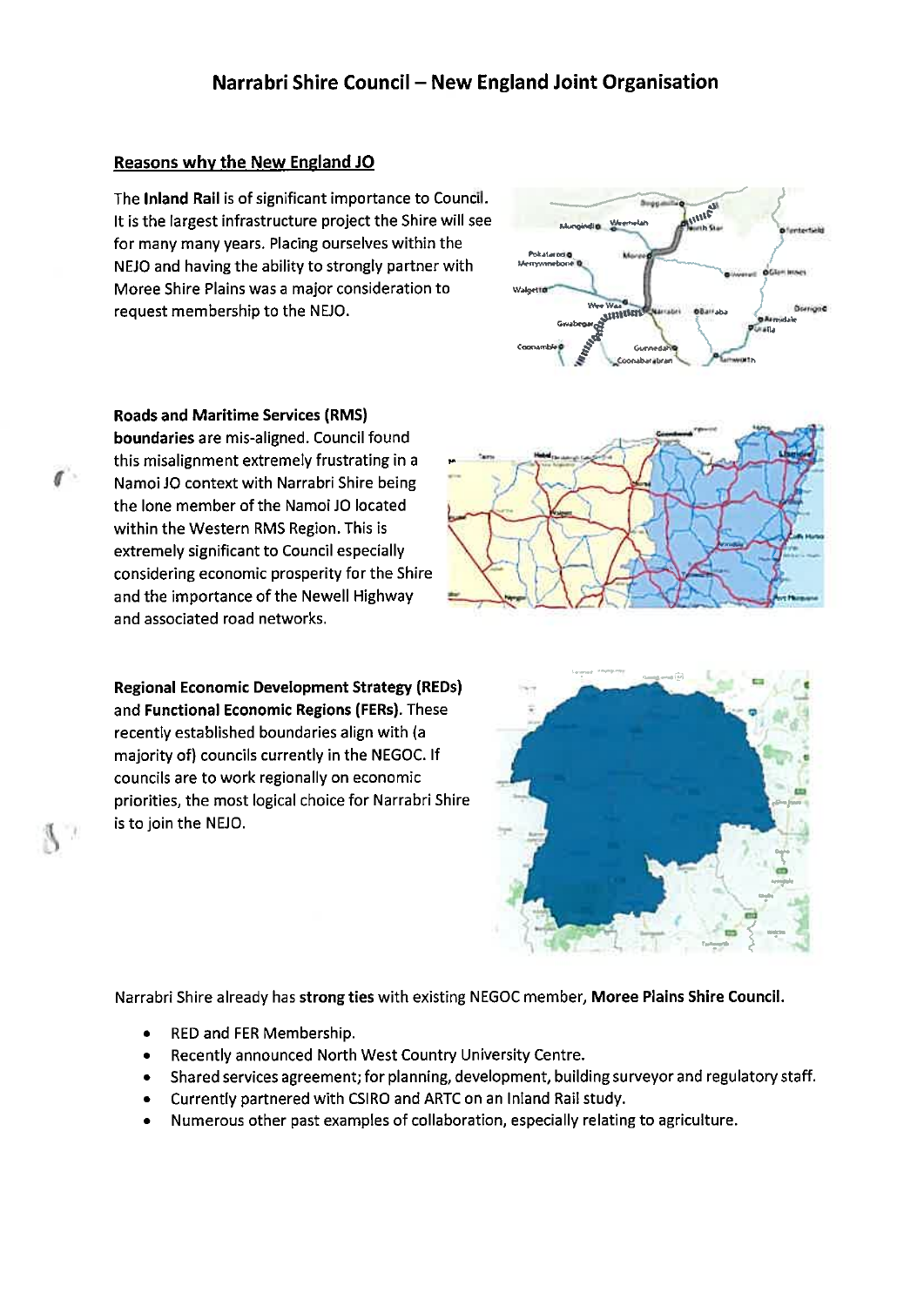# Narrabri Shire Council – New England Joint Organisation

## Reasons why the New England JO

The **Inland Rail** is of significant importance to Council. It is the largest infrastructure project the Shire will see for many many years. Placing ourselves within the NEJO and having the ability to strongly partner with Moree Shire Plains was a major consideration to request membership to the NEJO.

**Roads and Maritime Services (RMS) boundaries** are mis-aligned. Council found this misalignment extremely frustrating in a Namoi JO context with Narrabri Shire being the lone member of the Namoi JO located within the Western RMS Region. This is extremely significant to Council especially considering economic prosperity for the Shire and the importance of the Newell Highway and associated road networks.

**Regional Economic Development Strategy (REDs)** and **Functional Economic Regions (FERs).** These recently established boundaries align with (a majority of) councils currently in the NEGOC. If councils are to work regionally on economic priorities, the most logical choice for Narrabri Shire is to join the NEJO.

Narrabri Shire already has **strong ties** with existing NEGOC member, **Moree Plains Shire Council.**

- RED and FER Membership.
- Recently announced North West Country University Centre.
- Shared services agreement; for planning, development, building surveyor and regulatory staff.
- Currently partnered with CSIRO and ARTC on an Inland Rail study.
- Numerous other past examples of collaboration, especially relating to agriculture.